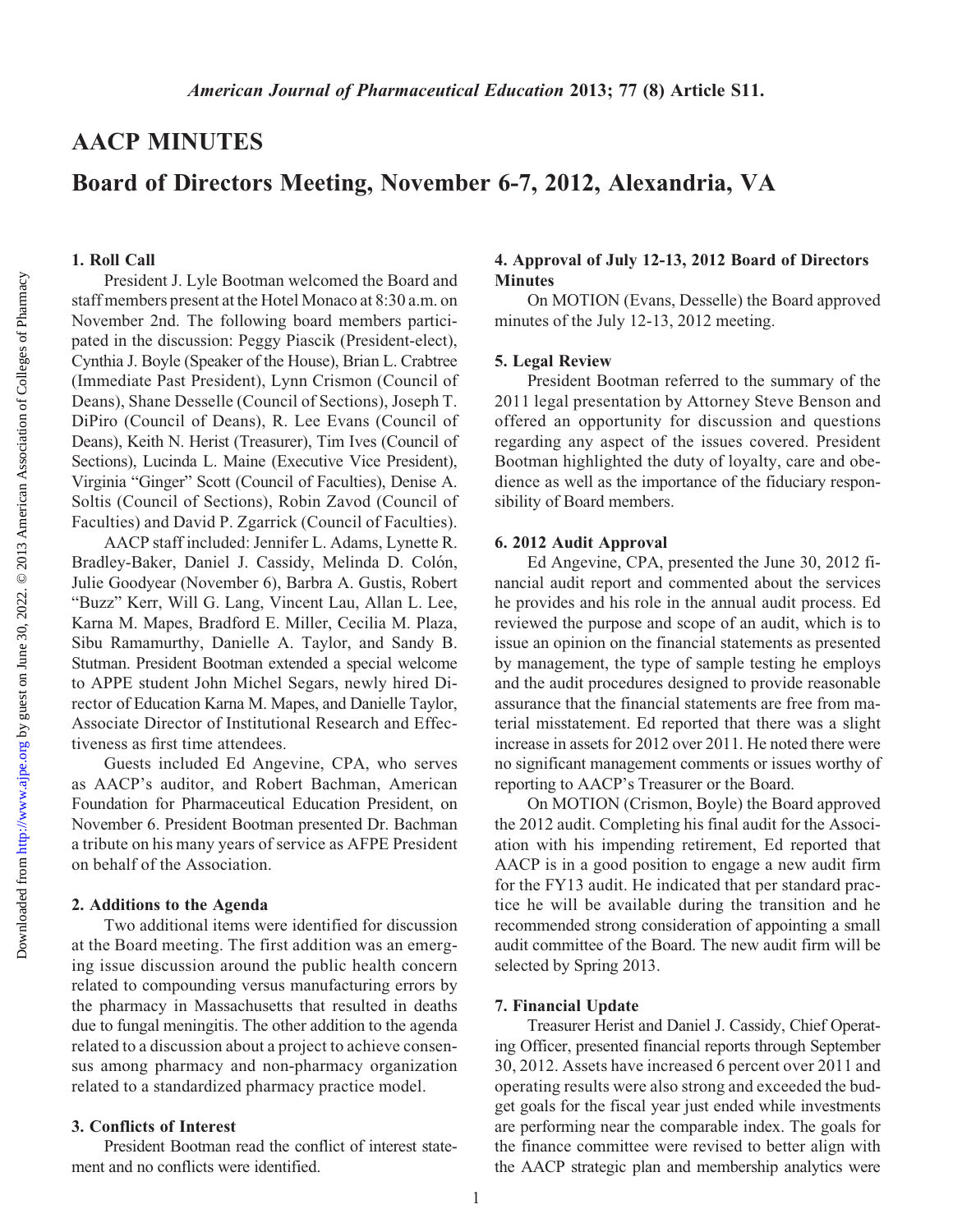# AACP MINUTES

## Board of Directors Meeting, November 6-7, 2012, Alexandria, VA

### 1. Roll Call

President J. Lyle Bootman welcomed the Board and staff members present at the Hotel Monaco at 8:30 a.m. on November 2nd. The following board members participated in the discussion: Peggy Piascik (President-elect), Cynthia J. Boyle (Speaker of the House), Brian L. Crabtree (Immediate Past President), Lynn Crismon (Council of Deans), Shane Desselle (Council of Sections), Joseph T. DiPiro (Council of Deans), R. Lee Evans (Council of Deans), Keith N. Herist (Treasurer), Tim Ives (Council of Sections), Lucinda L. Maine (Executive Vice President), Virginia "Ginger" Scott (Council of Faculties), Denise A. Soltis (Council of Sections), Robin Zavod (Council of Faculties) and David P. Zgarrick (Council of Faculties).

AACP staff included: Jennifer L. Adams, Lynette R. Bradley-Baker, Daniel J. Cassidy, Melinda D. Colón, Julie Goodyear (November 6), Barbra A. Gustis, Robert "Buzz" Kerr, Will G. Lang, Vincent Lau, Allan L. Lee, Karna M. Mapes, Bradford E. Miller, Cecilia M. Plaza, Sibu Ramamurthy, Danielle A. Taylor, and Sandy B. Stutman. President Bootman extended a special welcome to APPE student John Michel Segars, newly hired Director of Education Karna M. Mapes, and Danielle Taylor, Associate Director of Institutional Research and Effectiveness as first time attendees.

Guests included Ed Angevine, CPA, who serves as AACP's auditor, and Robert Bachman, American Foundation for Pharmaceutical Education President, on November 6. President Bootman presented Dr. Bachman a tribute on his many years of service as AFPE President on behalf of the Association.

### 2. Additions to the Agenda

Two additional items were identified for discussion at the Board meeting. The first addition was an emerging issue discussion around the public health concern related to compounding versus manufacturing errors by the pharmacy in Massachusetts that resulted in deaths due to fungal meningitis. The other addition to the agenda related to a discussion about a project to achieve consensus among pharmacy and non-pharmacy organization related to a standardized pharmacy practice model.

### 3. Conflicts of Interest

President Bootman read the conflict of interest statement and no conflicts were identified.

### 4. Approval of July 12-13, 2012 Board of Directors Minutes

On MOTION (Evans, Desselle) the Board approved minutes of the July 12-13, 2012 meeting.

### 5. Legal Review

President Bootman referred to the summary of the 2011 legal presentation by Attorney Steve Benson and offered an opportunity for discussion and questions regarding any aspect of the issues covered. President Bootman highlighted the duty of loyalty, care and obedience as well as the importance of the fiduciary responsibility of Board members.

### 6. 2012 Audit Approval

Ed Angevine, CPA, presented the June 30, 2012 financial audit report and commented about the services he provides and his role in the annual audit process. Ed reviewed the purpose and scope of an audit, which is to issue an opinion on the financial statements as presented by management, the type of sample testing he employs and the audit procedures designed to provide reasonable assurance that the financial statements are free from material misstatement. Ed reported that there was a slight increase in assets for 2012 over 2011. He noted there were no significant management comments or issues worthy of reporting to AACP's Treasurer or the Board.

On MOTION (Crismon, Boyle) the Board approved the 2012 audit. Completing his final audit for the Association with his impending retirement, Ed reported that AACP is in a good position to engage a new audit firm for the FY13 audit. He indicated that per standard practice he will be available during the transition and he recommended strong consideration of appointing a small audit committee of the Board. The new audit firm will be selected by Spring 2013.

### 7. Financial Update

Treasurer Herist and Daniel J. Cassidy, Chief Operating Officer, presented financial reports through September 30, 2012. Assets have increased 6 percent over 2011 and operating results were also strong and exceeded the budget goals for the fiscal year just ended while investments are performing near the comparable index. The goals for the finance committee were revised to better align with the AACP strategic plan and membership analytics were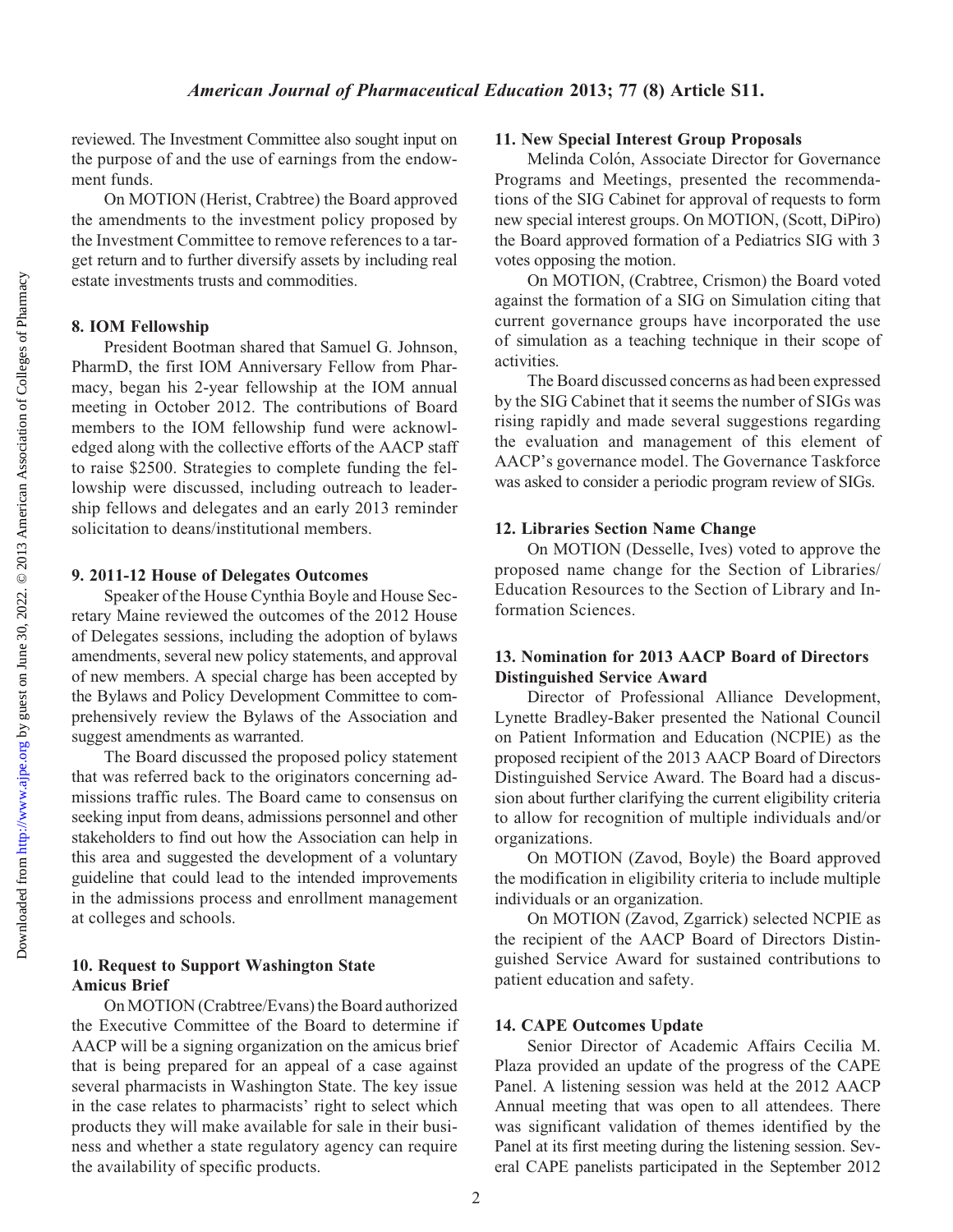reviewed. The Investment Committee also sought input on the purpose of and the use of earnings from the endowment funds.

On MOTION (Herist, Crabtree) the Board approved the amendments to the investment policy proposed by the Investment Committee to remove references to a target return and to further diversify assets by including real estate investments trusts and commodities.

## 8. IOM Fellowship

President Bootman shared that Samuel G. Johnson, PharmD, the first IOM Anniversary Fellow from Pharmacy, began his 2-year fellowship at the IOM annual meeting in October 2012. The contributions of Board members to the IOM fellowship fund were acknowledged along with the collective efforts of the AACP staff to raise $2500. Strategies to complete funding the fellowship were discussed, including outreach to leadership fellows and delegates and an early 2013 reminder solicitation to deans/institutional members.

## 9. 2011-12 House of Delegates Outcomes

Speaker of the House Cynthia Boyle and House Secretary Maine reviewed the outcomes of the 2012 House of Delegates sessions, including the adoption of bylaws amendments, several new policy statements, and approval of new members. A special charge has been accepted by the Bylaws and Policy Development Committee to comprehensively review the Bylaws of the Association and suggest amendments as warranted.

The Board discussed the proposed policy statement that was referred back to the originators concerning admissions traffic rules. The Board came to consensus on seeking input from deans, admissions personnel and other stakeholders to find out how the Association can help in this area and suggested the development of a voluntary guideline that could lead to the intended improvements in the admissions process and enrollment management at colleges and schools.

## 10. Request to Support Washington State Amicus Brief

On MOTION (Crabtree/Evans) the Board authorized the Executive Committee of the Board to determine if AACP will be a signing organization on the amicus brief that is being prepared for an appeal of a case against several pharmacists in Washington State. The key issue in the case relates to pharmacists' right to select which products they will make available for sale in their business and whether a state regulatory agency can require the availability of specific products.

## 11. New Special Interest Group Proposals

Melinda Colón, Associate Director for Governance Programs and Meetings, presented the recommendations of the SIG Cabinet for approval of requests to form new special interest groups. On MOTION, (Scott, DiPiro) the Board approved formation of a Pediatrics SIG with 3 votes opposing the motion.

On MOTION, (Crabtree, Crismon) the Board voted against the formation of a SIG on Simulation citing that current governance groups have incorporated the use of simulation as a teaching technique in their scope of activities.

The Board discussed concerns as had been expressed by the SIG Cabinet that it seems the number of SIGs was rising rapidly and made several suggestions regarding the evaluation and management of this element of AACP's governance model. The Governance Taskforce was asked to consider a periodic program review of SIGs.

## 12. Libraries Section Name Change

On MOTION (Desselle, Ives) voted to approve the proposed name change for the Section of Libraries/Education Resources to the Section of Library and Information Sciences.

## 13. Nomination for 2013 AACP Board of Directors Distinguished Service Award

Director of Professional Alliance Development, Lynette Bradley-Baker presented the National Council on Patient Information and Education (NCPIE) as the proposed recipient of the 2013 AACP Board of Directors Distinguished Service Award. The Board had a discussion about further clarifying the current eligibility criteria to allow for recognition of multiple individuals and/or organizations.

On MOTION (Zavod, Boyle) the Board approved the modification in eligibility criteria to include multiple individuals or an organization.

On MOTION (Zavod, Zgarrick) selected NCPIE as the recipient of the AACP Board of Directors Distinguished Service Award for sustained contributions to patient education and safety.

## 14. CAPE Outcomes Update

Senior Director of Academic Affairs Cecilia M. Plaza provided an update of the progress of the CAPE Panel. A listening session was held at the 2012 AACP Annual meeting that was open to all attendees. There was significant validation of themes identified by the Panel at its first meeting during the listening session. Several CAPE panelists participated in the September 2012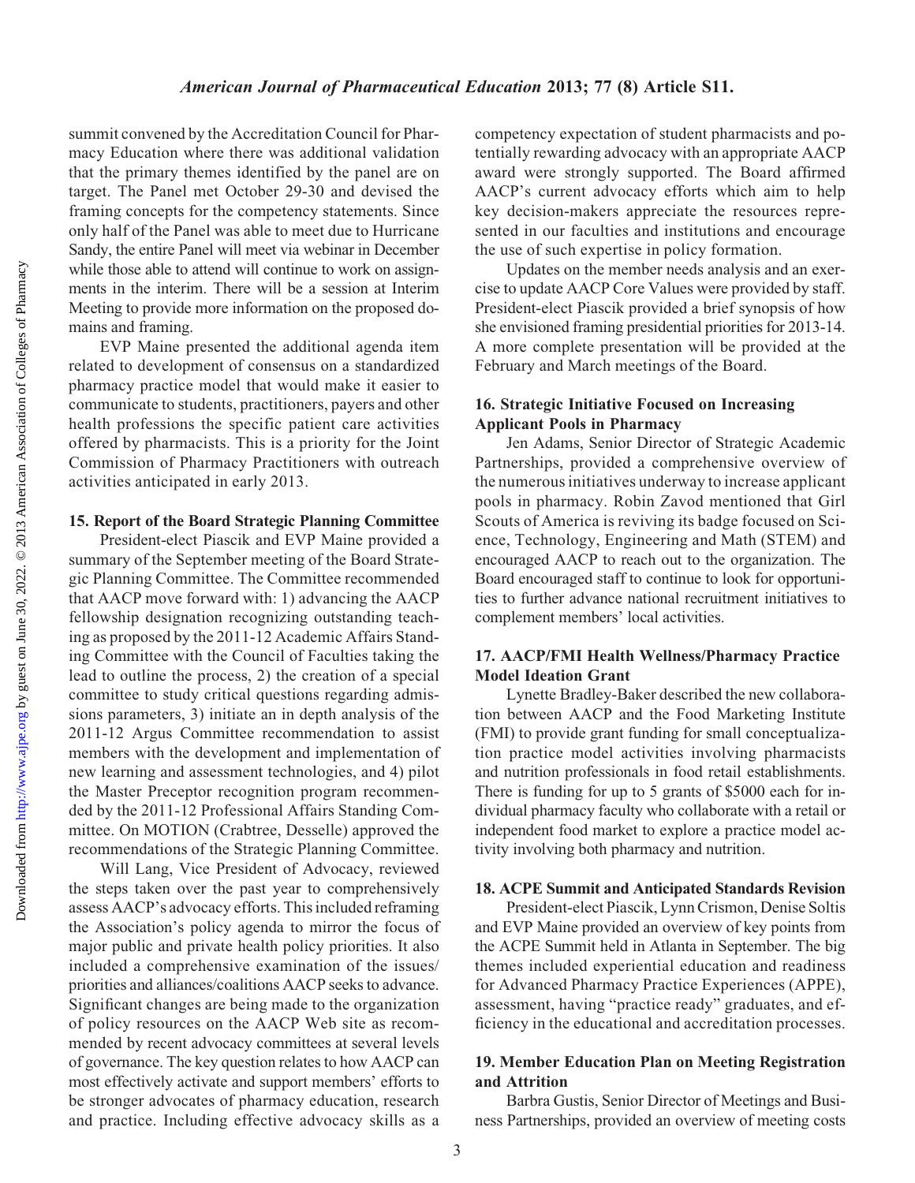summit convened by the Accreditation Council for Pharmacy Education where there was additional validation that the primary themes identified by the panel are on target. The Panel met October 29-30 and devised the framing concepts for the competency statements. Since only half of the Panel was able to meet due to Hurricane Sandy, the entire Panel will meet via webinar in December while those able to attend will continue to work on assignments in the interim. There will be a session at Interim Meeting to provide more information on the proposed domains and framing.

EVP Maine presented the additional agenda item related to development of consensus on a standardized pharmacy practice model that would make it easier to communicate to students, practitioners, payers and other health professions the specific patient care activities offered by pharmacists. This is a priority for the Joint Commission of Pharmacy Practitioners with outreach activities anticipated in early 2013.

### 15. Report of the Board Strategic Planning Committee

President-elect Piascik and EVP Maine provided a summary of the September meeting of the Board Strategic Planning Committee. The Committee recommended that AACP move forward with: 1) advancing the AACP fellowship designation recognizing outstanding teaching as proposed by the 2011-12 Academic Affairs Standing Committee with the Council of Faculties taking the lead to outline the process, 2) the creation of a special committee to study critical questions regarding admissions parameters, 3) initiate an in depth analysis of the 2011-12 Argus Committee recommendation to assist members with the development and implementation of new learning and assessment technologies, and 4) pilot the Master Preceptor recognition program recommended by the 2011-12 Professional Affairs Standing Committee. On MOTION (Crabtree, Desselle) approved the recommendations of the Strategic Planning Committee.

Will Lang, Vice President of Advocacy, reviewed the steps taken over the past year to comprehensively assess AACP's advocacy efforts. This included reframing the Association's policy agenda to mirror the focus of major public and private health policy priorities. It also included a comprehensive examination of the issues/priorities and alliances/coalitions AACP seeks to advance. Significant changes are being made to the organization of policy resources on the AACP Web site as recommended by recent advocacy committees at several levels of governance. The key question relates to how AACP can most effectively activate and support members' efforts to be stronger advocates of pharmacy education, research and practice. Including effective advocacy skills as a competency expectation of student pharmacists and potentially rewarding advocacy with an appropriate AACP award were strongly supported. The Board affirmed AACP's current advocacy efforts which aim to help key decision-makers appreciate the resources represented in our faculties and institutions and encourage the use of such expertise in policy formation.

Updates on the member needs analysis and an exercise to update AACP Core Values were provided by staff. President-elect Piascik provided a brief synopsis of how she envisioned framing presidential priorities for 2013-14. A more complete presentation will be provided at the February and March meetings of the Board.

### 16. Strategic Initiative Focused on Increasing Applicant Pools in Pharmacy

Jen Adams, Senior Director of Strategic Academic Partnerships, provided a comprehensive overview of the numerous initiatives underway to increase applicant pools in pharmacy. Robin Zavod mentioned that Girl Scouts of America is reviving its badge focused on Science, Technology, Engineering and Math (STEM) and encouraged AACP to reach out to the organization. The Board encouraged staff to continue to look for opportunities to further advance national recruitment initiatives to complement members' local activities.

### 17. AACP/FMI Health Wellness/Pharmacy Practice Model Ideation Grant

Lynette Bradley-Baker described the new collaboration between AACP and the Food Marketing Institute (FMI) to provide grant funding for small conceptualization practice model activities involving pharmacists and nutrition professionals in food retail establishments. There is funding for up to 5 grants of $5000 each for individual pharmacy faculty who collaborate with a retail or independent food market to explore a practice model activity involving both pharmacy and nutrition.

### 18. ACPE Summit and Anticipated Standards Revision

President-elect Piascik, Lynn Crismon, Denise Soltis and EVP Maine provided an overview of key points from the ACPE Summit held in Atlanta in September. The big themes included experiential education and readiness for Advanced Pharmacy Practice Experiences (APPE), assessment, having "practice ready" graduates, and efficiency in the educational and accreditation processes.

### 19. Member Education Plan on Meeting Registration and Attrition

Barbra Gustis, Senior Director of Meetings and Business Partnerships, provided an overview of meeting costs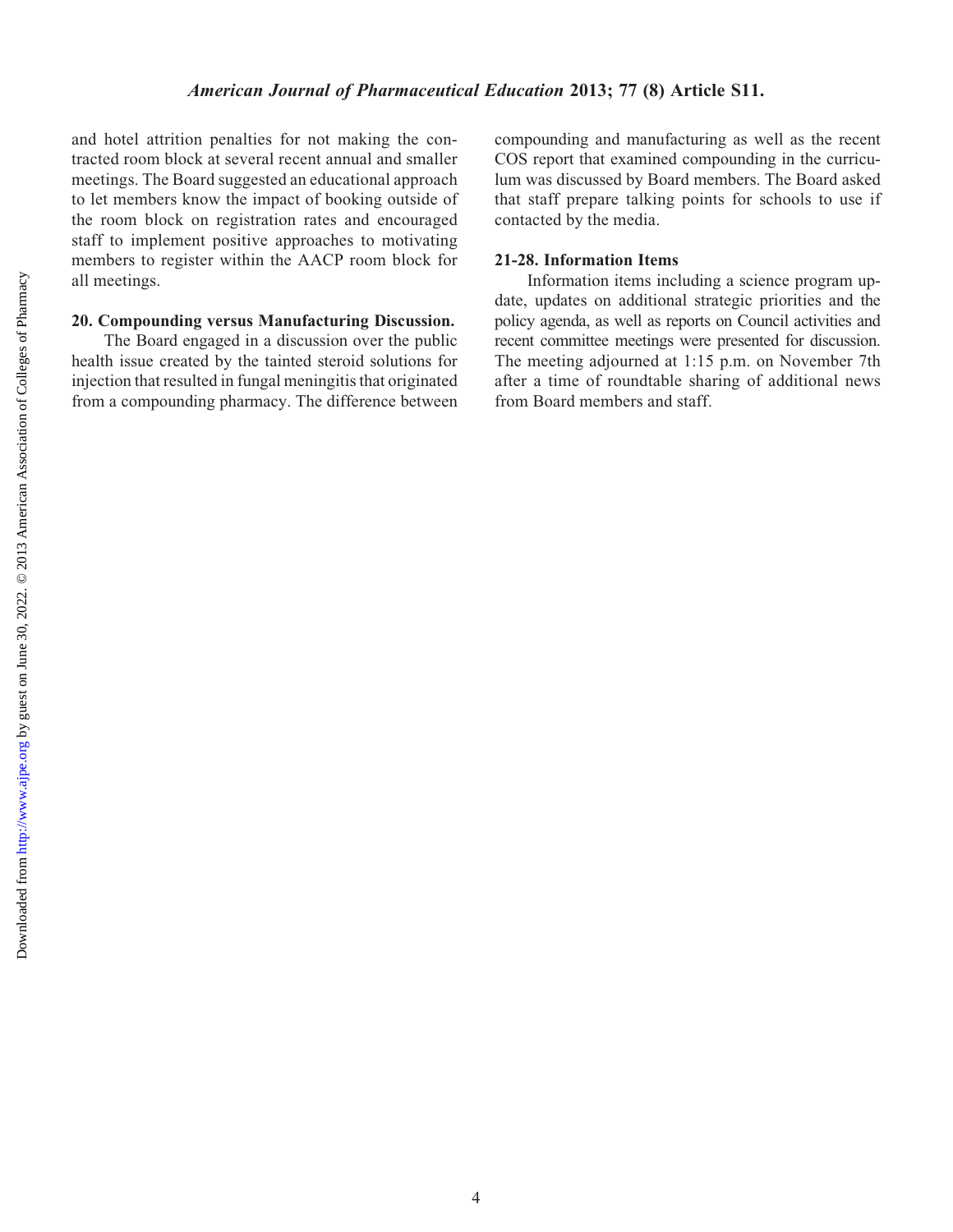and hotel attrition penalties for not making the contracted room block at several recent annual and smaller meetings. The Board suggested an educational approach to let members know the impact of booking outside of the room block on registration rates and encouraged staff to implement positive approaches to motivating members to register within the AACP room block for all meetings.

### 20. Compounding versus Manufacturing Discussion.

The Board engaged in a discussion over the public health issue created by the tainted steroid solutions for injection that resulted in fungal meningitis that originated from a compounding pharmacy. The difference between compounding and manufacturing as well as the recent COS report that examined compounding in the curriculum was discussed by Board members. The Board asked that staff prepare talking points for schools to use if contacted by the media.

### 21-28. Information Items

Information items including a science program update, updates on additional strategic priorities and the policy agenda, as well as reports on Council activities and recent committee meetings were presented for discussion. The meeting adjourned at 1:15 p.m. on November 7th after a time of roundtable sharing of additional news from Board members and staff.